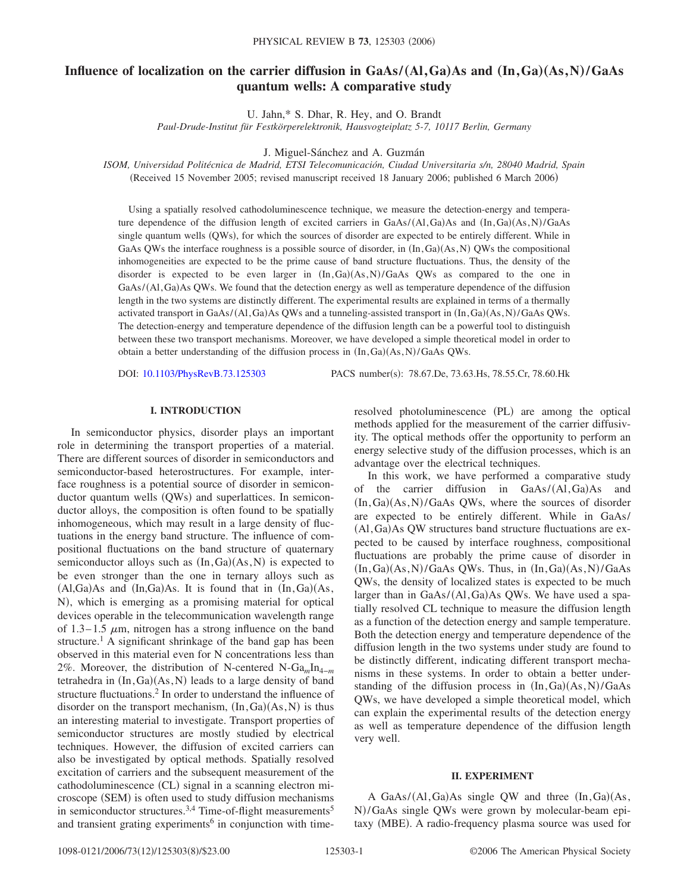# Influence of localization on the carrier diffusion in GaAs/(Al,Ga)As and (In,Ga)(As,N)/GaAs quantum wells: A comparative study

U. Jahn,* S. Dhar, R. Hey, and O. Brandt

*Paul-Drude-Institut für Festkörperelektronik, Hausvogteiplatz 5-7, 10117 Berlin, Germany*

J. Miguel-Sánchez and A. Guzmán

*ISOM, Universidad Politécnica de Madrid, ETSI Telecomunicación, Ciudad Universitaria s/n, 28040 Madrid, Spain*

(Received 15 November 2005; revised manuscript received 18 January 2006; published 6 March 2006)

Using a spatially resolved cathodoluminescence technique, we measure the detection-energy and temperature dependence of the diffusion length of excited carriers in GaAs/(Al,Ga)As and (In,Ga)(As,N)/GaAs single quantum wells (QWs), for which the sources of disorder are expected to be entirely different. While in GaAs QWs the interface roughness is a possible source of disorder, in (In,Ga)(As,N) QWs the compositional inhomogeneities are expected to be the prime cause of band structure fluctuations. Thus, the density of the disorder is expected to be even larger in (In,Ga)(As,N)/GaAs QWs as compared to the one in GaAs/(Al,Ga)As QWs. We found that the detection energy as well as temperature dependence of the diffusion length in the two systems are distinctly different. The experimental results are explained in terms of a thermally activated transport in GaAs/(Al,Ga)As QWs and a tunneling-assisted transport in (In,Ga)(As,N)/GaAs QWs. The detection-energy and temperature dependence of the diffusion length can be a powerful tool to distinguish between these two transport mechanisms. Moreover, we have developed a simple theoretical model in order to obtain a better understanding of the diffusion process in (In,Ga)(As,N)/GaAs QWs.

DOI: 10.1103/PhysRevB.73.125303 PACS number(s): 78.67.De, 73.63.Hs, 78.55.Cr, 78.60.Hk

## I. INTRODUCTION

In semiconductor physics, disorder plays an important role in determining the transport properties of a material. There are different sources of disorder in semiconductors and semiconductor-based heterostructures. For example, interface roughness is a potential source of disorder in semiconductor quantum wells (QWs) and superlattices. In semiconductor alloys, the composition is often found to be spatially inhomogeneous, which may result in a large density of fluctuations in the energy band structure. The influence of compositional fluctuations on the band structure of quaternary semiconductor alloys such as (In,Ga)(As,N) is expected to be even stronger than the one in ternary alloys such as (Al,Ga)As and (In,Ga)As. It is found that in (In,Ga)(As,N), which is emerging as a promising material for optical devices operable in the telecommunication wavelength range of 1.3–1.5 $\mu$m, nitrogen has a strong influence on the band structure.[1] A significant shrinkage of the band gap has been observed in this material even for N concentrations less than 2%. Moreover, the distribution of N-centered N-$Ga_mIn_{4-m}$ tetrahedra in (In,Ga)(As,N) leads to a large density of band structure fluctuations.[2] In order to understand the influence of disorder on the transport mechanism, (In,Ga)(As,N) is thus an interesting material to investigate. Transport properties of semiconductor structures are mostly studied by electrical techniques. However, the diffusion of excited carriers can also be investigated by optical methods. Spatially resolved excitation of carriers and the subsequent measurement of the cathodoluminescence (CL) signal in a scanning electron microscope (SEM) is often used to study diffusion mechanisms in semiconductor structures.[3,4] Time-of-flight measurements[5] and transient grating experiments[6] in conjunction with time-resolved photoluminescence (PL) are among the optical methods applied for the measurement of the carrier diffusivity. The optical methods offer the opportunity to perform an energy selective study of the diffusion processes, which is an advantage over the electrical techniques.

In this work, we have performed a comparative study of the carrier diffusion in GaAs/(Al,Ga)As and (In,Ga)(As,N)/GaAs QWs, where the sources of disorder are expected to be entirely different. While in GaAs/(Al,Ga)As QW structures band structure fluctuations are expected to be caused by interface roughness, compositional fluctuations are probably the prime cause of disorder in (In,Ga)(As,N)/GaAs QWs. Thus, in (In,Ga)(As,N)/GaAs QWs, the density of localized states is expected to be much larger than in GaAs/(Al,Ga)As QWs. We have used a spatially resolved CL technique to measure the diffusion length as a function of the detection energy and sample temperature. Both the detection energy and temperature dependence of the diffusion length in the two systems under study are found to be distinctly different, indicating different transport mechanisms in these systems. In order to obtain a better understanding of the diffusion process in (In,Ga)(As,N)/GaAs QWs, we have developed a simple theoretical model, which can explain the experimental results of the detection energy as well as temperature dependence of the diffusion length very well.

## II. EXPERIMENT

A GaAs/(Al,Ga)As single QW and three (In,Ga)(As,N)/GaAs single QWs were grown by molecular-beam epitaxy (MBE). A radio-frequency plasma source was used for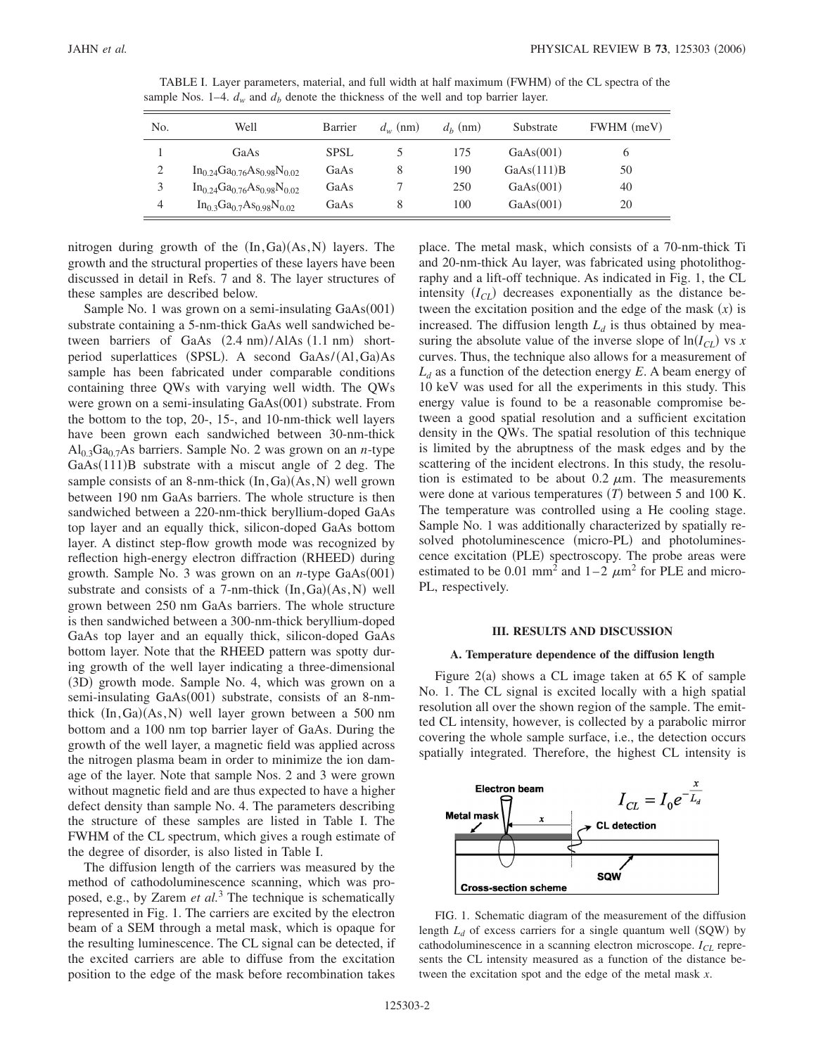TABLE I. Layer parameters, material, and full width at half maximum (FWHM) of the CL spectra of the sample Nos. 1–4. $d_w$ and $d_b$ denote the thickness of the well and top barrier layer.

| No. | Well | Barrier | $d_w$ (nm) | $d_b$ (nm) | Substrate | FWHM (meV) |
|---|---|---|---|---|---|---|
| 1 | GaAs | SPSL | 5 | 175 | GaAs(001) | 6 |
| 2 | $In_{0.24}Ga_{0.76}As_{0.98}N_{0.02}$ | GaAs | 8 | 190 | GaAs(111)B | 50 |
| 3 | $In_{0.24}Ga_{0.76}As_{0.98}N_{0.02}$ | GaAs | 7 | 250 | GaAs(001) | 40 |
| 4 | $In_{0.3}Ga_{0.7}As_{0.98}N_{0.02}$ | GaAs | 8 | 100 | GaAs(001) | 20 |

nitrogen during growth of the (In,Ga)(As,N) layers. The growth and the structural properties of these layers have been discussed in detail in Refs. 7 and 8. The layer structures of these samples are described below.

Sample No. 1 was grown on a semi-insulating GaAs(001) substrate containing a 5-nm-thick GaAs well sandwiched between barriers of GaAs (2.4 nm)/AlAs (1.1 nm) short-period superlattices (SPSL). A second GaAs/(Al,Ga)As sample has been fabricated under comparable conditions containing three QWs with varying well width. The QWs were grown on a semi-insulating GaAs(001) substrate. From the bottom to the top, 20-, 15-, and 10-nm-thick well layers have been grown each sandwiched between 30-nm-thick $Al_{0.3}Ga_{0.7}As$ barriers. Sample No. 2 was grown on an *n*-type GaAs(111)B substrate with a miscut angle of 2 deg. The sample consists of an 8-nm-thick (In,Ga)(As,N) well grown between 190 nm GaAs barriers. The whole structure is then sandwiched between a 220-nm-thick beryllium-doped GaAs top layer and an equally thick, silicon-doped GaAs bottom layer. A distinct step-flow growth mode was recognized by reflection high-energy electron diffraction (RHEED) during growth. Sample No. 3 was grown on an *n*-type GaAs(001) substrate and consists of a 7-nm-thick (In,Ga)(As,N) well grown between 250 nm GaAs barriers. The whole structure is then sandwiched between a 300-nm-thick beryllium-doped GaAs top layer and an equally thick, silicon-doped GaAs bottom layer. Note that the RHEED pattern was spotty during growth of the well layer indicating a three-dimensional (3D) growth mode. Sample No. 4, which was grown on a semi-insulating GaAs(001) substrate, consists of an 8-nm-thick (In,Ga)(As,N) well layer grown between a 500 nm bottom and a 100 nm top barrier layer of GaAs. During the growth of the well layer, a magnetic field was applied across the nitrogen plasma beam in order to minimize the ion damage of the layer. Note that sample Nos. 2 and 3 were grown without magnetic field and are thus expected to have a higher defect density than sample No. 4. The parameters describing the structure of these samples are listed in Table I. The FWHM of the CL spectrum, which gives a rough estimate of the degree of disorder, is also listed in Table I.

The diffusion length of the carriers was measured by the method of cathodoluminescence scanning, which was proposed, e.g., by Zarem *et al.*[3] The technique is schematically represented in Fig. 1. The carriers are excited by the electron beam of a SEM through a metal mask, which is opaque for the resulting luminescence. The CL signal can be detected, if the excited carriers are able to diffuse from the excitation position to the edge of the mask before recombination takes place. The metal mask, which consists of a 70-nm-thick Ti and 20-nm-thick Au layer, was fabricated using photolithography and a lift-off technique. As indicated in Fig. 1, the CL intensity ($I_{CL}$) decreases exponentially as the distance between the excitation position and the edge of the mask ($x$) is increased. The diffusion length $L_d$ is thus obtained by measuring the absolute value of the inverse slope of $\ln(I_{CL})$ vs $x$ curves. Thus, the technique also allows for a measurement of $L_d$ as a function of the detection energy $E$. A beam energy of 10 keV was used for all the experiments in this study. This energy value is found to be a reasonable compromise between a good spatial resolution and a sufficient excitation density in the QWs. The spatial resolution of this technique is limited by the abruptness of the mask edges and by the scattering of the incident electrons. In this study, the resolution is estimated to be about 0.2 $\mu$m. The measurements were done at various temperatures ($T$) between 5 and 100 K. The temperature was controlled using a He cooling stage. Sample No. 1 was additionally characterized by spatially resolved photoluminescence (micro-PL) and photoluminescence excitation (PLE) spectroscopy. The probe areas were estimated to be 0.01 mm$^2$ and 1–2 $\mu$m$^2$ for PLE and micro-PL, respectively.

## III. RESULTS AND DISCUSSION

### A. Temperature dependence of the diffusion length

Figure 2(a) shows a CL image taken at 65 K of sample No. 1. The CL signal is excited locally with a high spatial resolution all over the shown region of the sample. The emitted CL intensity, however, is collected by a parabolic mirror covering the whole sample surface, i.e., the detection occurs spatially integrated. Therefore, the highest CL intensity is

Electron beam

Metal mask

$x$

CL detection

SQW

Cross-section scheme

$$I_{CL} = I_0 e^{-\frac{x}{L_d}}$$

FIG. 1. Schematic diagram of the measurement of the diffusion length $L_d$ of excess carriers for a single quantum well (SQW) by cathodoluminescence in a scanning electron microscope. $I_{CL}$ represents the CL intensity measured as a function of the distance between the excitation spot and the edge of the metal mask $x$.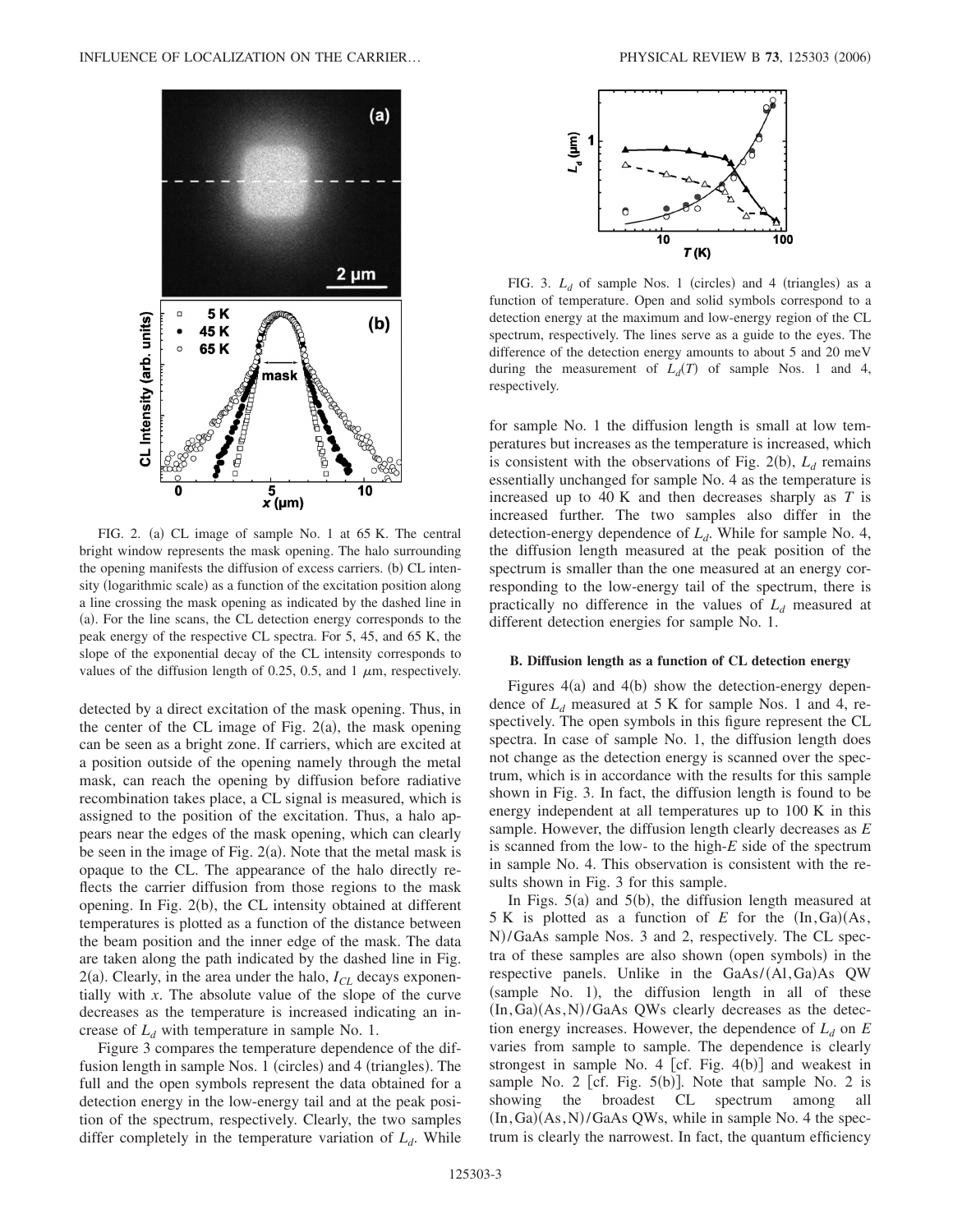(a)

2 μm

CL Intensity (arb. units)

5 K
45 K
65 K

(b)

mask

0
5
10
$x$ (μm)

FIG. 2. (a) CL image of sample No. 1 at 65 K. The central bright window represents the mask opening. The halo surrounding the opening manifests the diffusion of excess carriers. (b) CL intensity (logarithmic scale) as a function of the excitation position along a line crossing the mask opening as indicated by the dashed line in (a). For the line scans, the CL detection energy corresponds to the peak energy of the respective CL spectra. For 5, 45, and 65 K, the slope of the exponential decay of the CL intensity corresponds to values of the diffusion length of 0.25, 0.5, and 1 μm, respectively.

detected by a direct excitation of the mask opening. Thus, in the center of the CL image of Fig. 2(a), the mask opening can be seen as a bright zone. If carriers, which are excited at a position outside of the opening namely through the metal mask, can reach the opening by diffusion before radiative recombination takes place, a CL signal is measured, which is assigned to the position of the excitation. Thus, a halo appears near the edges of the mask opening, which can clearly be seen in the image of Fig. 2(a). Note that the metal mask is opaque to the CL. The appearance of the halo directly reflects the carrier diffusion from those regions to the mask opening. In Fig. 2(b), the CL intensity obtained at different temperatures is plotted as a function of the distance between the beam position and the inner edge of the mask. The data are taken along the path indicated by the dashed line in Fig. 2(a). Clearly, in the area under the halo, $I_{CL}$ decays exponentially with $x$. The absolute value of the slope of the curve decreases as the temperature is increased indicating an increase of $L_d$ with temperature in sample No. 1.

Figure 3 compares the temperature dependence of the diffusion length in sample Nos. 1 (circles) and 4 (triangles). The full and the open symbols represent the data obtained for a detection energy in the low-energy tail and at the peak position of the spectrum, respectively. Clearly, the two samples differ completely in the temperature variation of $L_d$. While

$L_d$ (μm)
1
10
100
$T$ (K)

FIG. 3. $L_d$ of sample Nos. 1 (circles) and 4 (triangles) as a function of temperature. Open and solid symbols correspond to a detection energy at the maximum and low-energy region of the CL spectrum, respectively. The lines serve as a guide to the eyes. The difference of the detection energy amounts to about 5 and 20 meV during the measurement of $L_d(T)$ of sample Nos. 1 and 4, respectively.

for sample No. 1 the diffusion length is small at low temperatures but increases as the temperature is increased, which is consistent with the observations of Fig. 2(b), $L_d$ remains essentially unchanged for sample No. 4 as the temperature is increased up to 40 K and then decreases sharply as $T$ is increased further. The two samples also differ in the detection-energy dependence of $L_d$. While for sample No. 4, the diffusion length measured at the peak position of the spectrum is smaller than the one measured at an energy corresponding to the low-energy tail of the spectrum, there is practically no difference in the values of $L_d$ measured at different detection energies for sample No. 1.

### B. Diffusion length as a function of CL detection energy

Figures 4(a) and 4(b) show the detection-energy dependence of $L_d$ measured at 5 K for sample Nos. 1 and 4, respectively. The open symbols in this figure represent the CL spectra. In case of sample No. 1, the diffusion length does not change as the detection energy is scanned over the spectrum, which is in accordance with the results for this sample shown in Fig. 3. In fact, the diffusion length is found to be energy independent at all temperatures up to 100 K in this sample. However, the diffusion length clearly decreases as $E$ is scanned from the low- to the high-$E$ side of the spectrum in sample No. 4. This observation is consistent with the results shown in Fig. 3 for this sample.

In Figs. 5(a) and 5(b), the diffusion length measured at 5 K is plotted as a function of $E$ for the (In,Ga)(As,N)/GaAs sample Nos. 3 and 2, respectively. The CL spectra of these samples are also shown (open symbols) in the respective panels. Unlike in the GaAs/(Al,Ga)As QW (sample No. 1), the diffusion length in all of these (In,Ga)(As,N)/GaAs QWs clearly decreases as the detection energy increases. However, the dependence of $L_d$ on $E$ varies from sample to sample. The dependence is clearly strongest in sample No. 4 [cf. Fig. 4(b)] and weakest in sample No. 2 [cf. Fig. 5(b)]. Note that sample No. 2 is showing the broadest CL spectrum among all (In,Ga)(As,N)/GaAs QWs, while in sample No. 4 the spectrum is clearly the narrowest. In fact, the quantum efficiency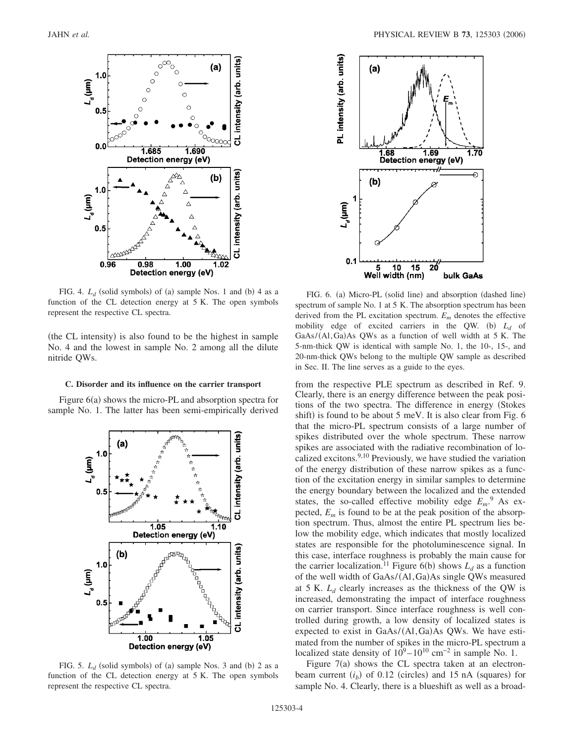FIG. 4. $L_d$ (solid symbols) of (a) sample Nos. 1 and (b) 4 as a function of the CL detection energy at 5 K. The open symbols represent the respective CL spectra.

(the CL intensity) is also found to be the highest in sample No. 4 and the lowest in sample No. 2 among all the dilute nitride QWs.

### C. Disorder and its influence on the carrier transport

Figure 6(a) shows the micro-PL and absorption spectra for sample No. 1. The latter has been semi-empirically derived from the respective PLE spectrum as described in Ref. 9. Clearly, there is an energy difference between the peak positions of the two spectra. The difference in energy (Stokes shift) is found to be about 5 meV. It is also clear from Fig. 6 that the micro-PL spectrum consists of a large number of spikes distributed over the whole spectrum. These narrow spikes are associated with the radiative recombination of localized excitons.[9,10] Previously, we have studied the variation of the energy distribution of these narrow spikes as a function of the excitation energy in similar samples to determine the energy boundary between the localized and the extended states, the so-called effective mobility edge $E_m$.[9] As expected, $E_m$ is found to be at the peak position of the absorption spectrum. Thus, almost the entire PL spectrum lies below the mobility edge, which indicates that mostly localized states are responsible for the photoluminescence signal. In this case, interface roughness is probably the main cause for the carrier localization.[11] Figure 6(b) shows $L_d$ as a function of the well width of GaAs/(Al,Ga)As single QWs measured at 5 K. $L_d$ clearly increases as the thickness of the QW is increased, demonstrating the impact of interface roughness on carrier transport. Since interface roughness is well controlled during growth, a low density of localized states is expected to exist in GaAs/(Al,Ga)As QWs. We have estimated from the number of spikes in the micro-PL spectrum a localized state density of $10^9$–$10^{10}$ cm$^{-2}$ in sample No. 1.

FIG. 5. $L_d$ (solid symbols) of (a) sample Nos. 3 and (b) 2 as a function of the CL detection energy at 5 K. The open symbols represent the respective CL spectra.

FIG. 6. (a) Micro-PL (solid line) and absorption (dashed line) spectrum of sample No. 1 at 5 K. The absorption spectrum has been derived from the PL excitation spectrum. $E_m$ denotes the effective mobility edge of excited carriers in the QW. (b) $L_d$ of GaAs/(Al,Ga)As QWs as a function of well width at 5 K. The 5-nm-thick QW is identical with sample No. 1, the 10-, 15-, and 20-nm-thick QWs belong to the multiple QW sample as described in Sec. II. The line serves as a guide to the eyes.

Figure 7(a) shows the CL spectra taken at an electron-beam current ($i_b$) of 0.12 (circles) and 15 nA (squares) for sample No. 4. Clearly, there is a blueshift as well as a broad-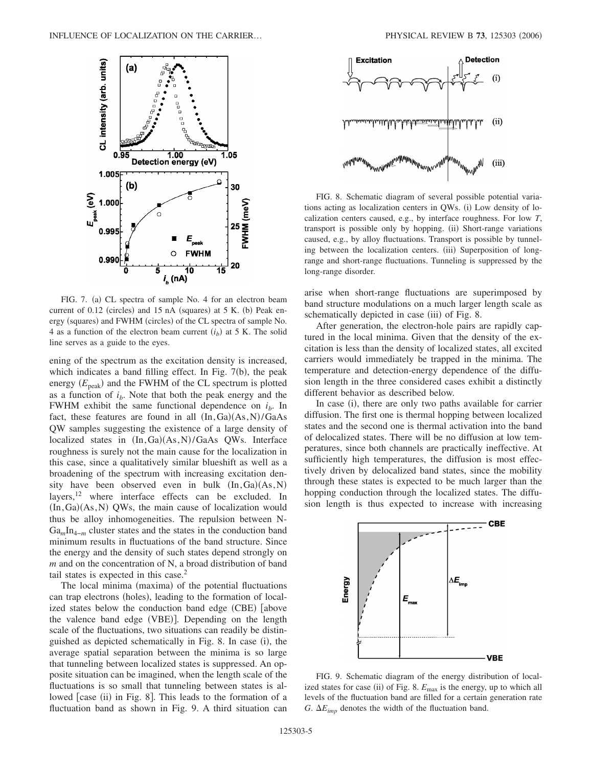(a)

CL intensity (arb. units)

0.95 1.00 1.05

Detection energy (eV)

(b)

$E_{peak}$ (eV)

FWHM (meV)

1.005 1.000 0.995 0.990

30 25 20

$E_{peak}$

FWHM

0 5 10 15

$i_b$ (nA)

FIG. 7. (a) CL spectra of sample No. 4 for an electron beam current of 0.12 (circles) and 15 nA (squares) at 5 K. (b) Peak energy (squares) and FWHM (circles) of the CL spectra of sample No. 4 as a function of the electron beam current ($i_b$) at 5 K. The solid line serves as a guide to the eyes.

ening of the spectrum as the excitation density is increased, which indicates a band filling effect. In Fig. 7(b), the peak energy ($E_{peak}$) and the FWHM of the CL spectrum is plotted as a function of $i_b$. Note that both the peak energy and the FWHM exhibit the same functional dependence on $i_b$. In fact, these features are found in all (In,Ga)(As,N)/GaAs QW samples suggesting the existence of a large density of localized states in (In,Ga)(As,N)/GaAs QWs. Interface roughness is surely not the main cause for the localization in this case, since a qualitatively similar blueshift as well as a broadening of the spectrum with increasing excitation density have been observed even in bulk (In,Ga)(As,N) layers,[12] where interface effects can be excluded. In (In,Ga)(As,N) QWs, the main cause of localization would thus be alloy inhomogeneities. The repulsion between N-$Ga_mIn_{4-m}$ cluster states and the states in the conduction band minimum results in fluctuations of the band structure. Since the energy and the density of such states depend strongly on $m$ and on the concentration of N, a broad distribution of band tail states is expected in this case.[2]

The local minima (maxima) of the potential fluctuations can trap electrons (holes), leading to the formation of localized states below the conduction band edge (CBE) [above the valence band edge (VBE)]. Depending on the length scale of the fluctuations, two situations can readily be distinguished as depicted schematically in Fig. 8. In case (i), the average spatial separation between the minima is so large that tunneling between localized states is suppressed. An opposite situation can be imagined, when the length scale of the fluctuations is so small that tunneling between states is allowed [case (ii) in Fig. 8]. This leads to the formation of a fluctuation band as shown in Fig. 9. A third situation can

Excitation

Detection

(i)

(ii)

(iii)

FIG. 8. Schematic diagram of several possible potential variations acting as localization centers in QWs. (i) Low density of localization centers caused, e.g., by interface roughness. For low $T$, transport is possible only by hopping. (ii) Short-range variations caused, e.g., by alloy fluctuations. Transport is possible by tunneling between the localization centers. (iii) Superposition of long-range and short-range fluctuations. Tunneling is suppressed by the long-range disorder.

arise when short-range fluctuations are superimposed by band structure modulations on a much larger length scale as schematically depicted in case (iii) of Fig. 8.

After generation, the electron-hole pairs are rapidly captured in the local minima. Given that the density of the excitation is less than the density of localized states, all excited carriers would immediately be trapped in the minima. The temperature and detection-energy dependence of the diffusion length in the three considered cases exhibit a distinctly different behavior as described below.

In case (i), there are only two paths available for carrier diffusion. The first one is thermal hopping between localized states and the second one is thermal activation into the band of delocalized states. There will be no diffusion at low temperatures, since both channels are practically ineffective. At sufficiently high temperatures, the diffusion is most effectively driven by delocalized band states, since the mobility through these states is expected to be much larger than the hopping conduction through the localized states. The diffusion length is thus expected to increase with increasing

CBE

Energy

$\Delta E_{imp}$

$E_{max}$

VBE

FIG. 9. Schematic diagram of the energy distribution of localized states for case (ii) of Fig. 8. $E_{max}$ is the energy, up to which all levels of the fluctuation band are filled for a certain generation rate $G$. $\Delta E_{imp}$ denotes the width of the fluctuation band.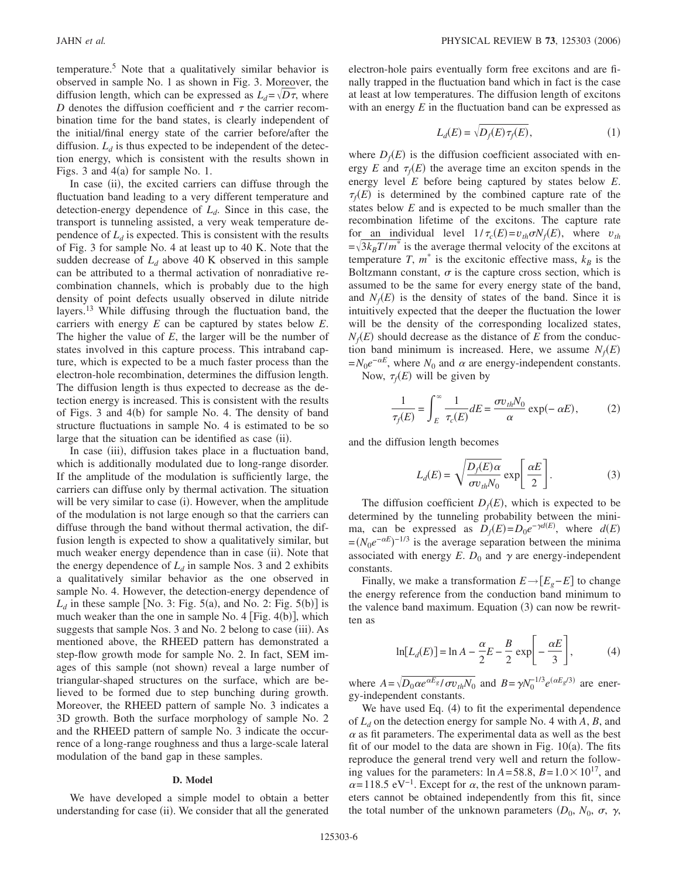temperature.[5] Note that a qualitatively similar behavior is observed in sample No. 1 as shown in Fig. 3. Moreover, the diffusion length, which can be expressed as $L_d = \sqrt{D\tau}$, where $D$ denotes the diffusion coefficient and $\tau$ the carrier recombination time for the band states, is clearly independent of the initial/final energy state of the carrier before/after the diffusion. $L_d$ is thus expected to be independent of the detection energy, which is consistent with the results shown in Figs. 3 and 4(a) for sample No. 1.

In case (ii), the excited carriers can diffuse through the fluctuation band leading to a very different temperature and detection-energy dependence of $L_d$. Since in this case, the transport is tunneling assisted, a very weak temperature dependence of $L_d$ is expected. This is consistent with the results of Fig. 3 for sample No. 4 at least up to 40 K. Note that the sudden decrease of $L_d$ above 40 K observed in this sample can be attributed to a thermal activation of nonradiative recombination channels, which is probably due to the high density of point defects usually observed in dilute nitride layers.[13] While diffusing through the fluctuation band, the carriers with energy $E$ can be captured by states below $E$. The higher the value of $E$, the larger will be the number of states involved in this capture process. This intraband capture, which is expected to be a much faster process than the electron-hole recombination, determines the diffusion length. The diffusion length is thus expected to decrease as the detection energy is increased. This is consistent with the results of Figs. 3 and 4(b) for sample No. 4. The density of band structure fluctuations in sample No. 4 is estimated to be so large that the situation can be identified as case (ii).

In case (iii), diffusion takes place in a fluctuation band, which is additionally modulated due to long-range disorder. If the amplitude of the modulation is sufficiently large, the carriers can diffuse only by thermal activation. The situation will be very similar to case (i). However, when the amplitude of the modulation is not large enough so that the carriers can diffuse through the band without thermal activation, the diffusion length is expected to show a qualitatively similar, but much weaker energy dependence than in case (ii). Note that the energy dependence of $L_d$ in sample Nos. 3 and 2 exhibits a qualitatively similar behavior as the one observed in sample No. 4. However, the detection-energy dependence of $L_d$ in these sample [No. 3: Fig. 5(a), and No. 2: Fig. 5(b)] is much weaker than the one in sample No. 4 [Fig. 4(b)], which suggests that sample Nos. 3 and No. 2 belong to case (iii). As mentioned above, the RHEED pattern has demonstrated a step-flow growth mode for sample No. 2. In fact, SEM images of this sample (not shown) reveal a large number of triangular-shaped structures on the surface, which are believed to be formed due to step bunching during growth. Moreover, the RHEED pattern of sample No. 3 indicates a 3D growth. Both the surface morphology of sample No. 2 and the RHEED pattern of sample No. 3 indicate the occurrence of a long-range roughness and thus a large-scale lateral modulation of the band gap in these samples.

### D. Model

We have developed a simple model to obtain a better understanding for case (ii). We consider that all the generated electron-hole pairs eventually form free excitons and are finally trapped in the fluctuation band which in fact is the case at least at low temperatures. The diffusion length of excitons with an energy $E$ in the fluctuation band can be expressed as

$$L_d(E) = \sqrt{D_f(E)\tau_f(E)}, \tag{1}$$

where $D_f(E)$ is the diffusion coefficient associated with energy $E$ and $\tau_f(E)$ the average time an exciton spends in the energy level $E$ before being captured by states below $E$. $\tau_f(E)$ is determined by the combined capture rate of the states below $E$ and is expected to be much smaller than the recombination lifetime of the excitons. The capture rate for an individual level $1/\tau_c(E) = v_{th}\sigma N_f(E)$, where $v_{th} = \sqrt{3k_BT/m^*}$ is the average thermal velocity of the excitons at temperature $T$, $m^*$ is the excitonic effective mass, $k_B$ is the Boltzmann constant, $\sigma$ is the capture cross section, which is assumed to be the same for every energy state of the band, and $N_f(E)$ is the density of states of the band. Since it is intuitively expected that the deeper the fluctuation the lower will be the density of the corresponding localized states, $N_f(E)$ should decrease as the distance of $E$ from the conduction band minimum is increased. Here, we assume $N_f(E) = N_0 e^{-\alpha E}$, where $N_0$ and $\alpha$ are energy-independent constants.

Now, $\tau_f(E)$ will be given by

$$\frac{1}{\tau_f(E)} = \int_E^\infty \frac{1}{\tau_c(E)} dE = \frac{\sigma v_{th} N_0}{\alpha} \exp(-\alpha E), \tag{2}$$

and the diffusion length becomes

$$L_d(E) = \sqrt{\frac{D_f(E)\alpha}{\sigma v_{th} N_0}} \exp\left[\frac{\alpha E}{2}\right]. \tag{3}$$

The diffusion coefficient $D_f(E)$, which is expected to be determined by the tunneling probability between the minima, can be expressed as $D_f(E) = D_0 e^{-\gamma d(E)}$, where $d(E) = (N_0 e^{-\alpha E})^{-1/3}$ is the average separation between the minima associated with energy $E$. $D_0$ and $\gamma$ are energy-independent constants.

Finally, we make a transformation $E \rightarrow [E_g - E]$ to change the energy reference from the conduction band minimum to the valence band maximum. Equation (3) can now be rewritten as

$$\ln[L_d(E)] = \ln A - \frac{\alpha}{2}E - \frac{B}{2}\exp\left[-\frac{\alpha E}{3}\right], \tag{4}$$

where $A = \sqrt{D_0 \alpha e^{\alpha E_g}/\sigma v_{th} N_0}$ and $B = \gamma N_0^{-1/3} e^{(\alpha E_g/3)}$ are energy-independent constants.

We have used Eq. (4) to fit the experimental dependence of $L_d$ on the detection energy for sample No. 4 with $A$, $B$, and $\alpha$ as fit parameters. The experimental data as well as the best fit of our model to the data are shown in Fig. 10(a). The fits reproduce the general trend very well and return the following values for the parameters: $\ln A = 58.8$, $B = 1.0 \times 10^{17}$, and $\alpha = 118.5\ \text{eV}^{-1}$. Except for $\alpha$, the rest of the unknown parameters cannot be obtained independently from this fit, since the total number of the unknown parameters ($D_0$, $N_0$, $\sigma$, $\gamma$,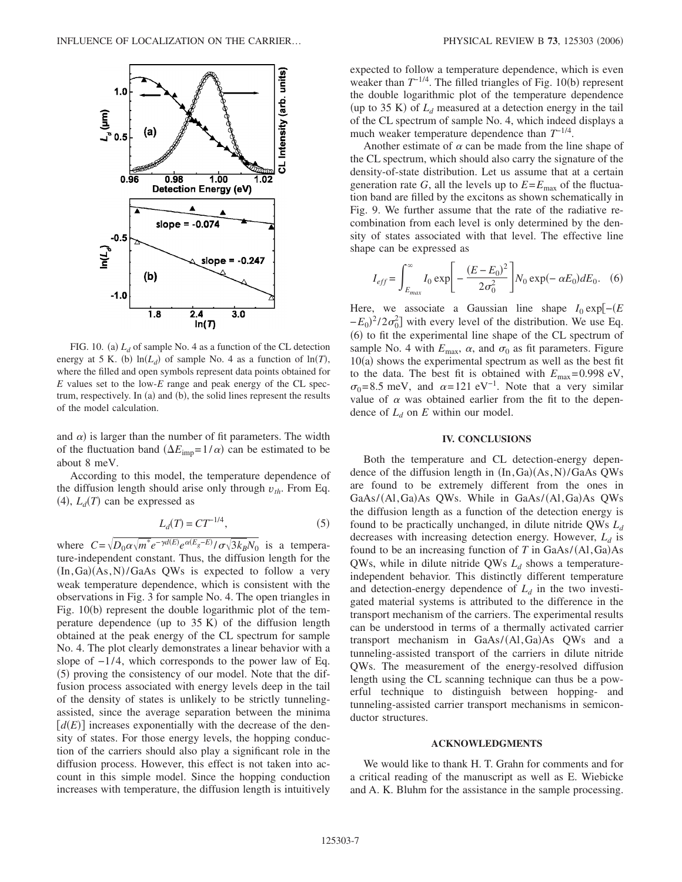$L_d$ (μm)

CL Intensity (arb. units)

(a)

0.96 0.98 1.00 1.02

Detection Energy (eV)

$\ln(L_d)$

slope = -0.074

slope = -0.247

(b)

1.8 2.4 3.0

$\ln(T)$

FIG. 10. (a) $L_d$ of sample No. 4 as a function of the CL detection energy at 5 K. (b) $\ln(L_d)$ of sample No. 4 as a function of $\ln(T)$, where the filled and open symbols represent data points obtained for $E$ values set to the low-$E$ range and peak energy of the CL spectrum, respectively. In (a) and (b), the solid lines represent the results of the model calculation.

and $\alpha$) is larger than the number of fit parameters. The width of the fluctuation band ($\Delta E_{\mathrm{imp}} = 1/\alpha$) can be estimated to be about 8 meV.

According to this model, the temperature dependence of the diffusion length should arise only through $v_{th}$. From Eq. (4), $L_d(T)$ can be expressed as

$$L_d(T) = CT^{-1/4}, \quad (5)$$

where $C = \sqrt{D_0 \alpha \sqrt{m^*} e^{-\gamma d(E)} e^{\alpha(E_g - E)} / \sigma \sqrt{3 k_B} N_0}$ is a temperature-independent constant. Thus, the diffusion length for the (In,Ga)(As,N)/GaAs QWs is expected to follow a very weak temperature dependence, which is consistent with the observations in Fig. 3 for sample No. 4. The open triangles in Fig. 10(b) represent the double logarithmic plot of the temperature dependence (up to 35 K) of the diffusion length obtained at the peak energy of the CL spectrum for sample No. 4. The plot clearly demonstrates a linear behavior with a slope of $-1/4$, which corresponds to the power law of Eq. (5) proving the consistency of our model. Note that the diffusion process associated with energy levels deep in the tail of the density of states is unlikely to be strictly tunneling-assisted, since the average separation between the minima $[d(E)]$ increases exponentially with the decrease of the density of states. For those energy levels, the hopping conduction of the carriers should also play a significant role in the diffusion process. However, this effect is not taken into account in this simple model. Since the hopping conduction increases with temperature, the diffusion length is intuitively expected to follow a temperature dependence, which is even weaker than $T^{-1/4}$. The filled triangles of Fig. 10(b) represent the double logarithmic plot of the temperature dependence (up to 35 K) of $L_d$ measured at a detection energy in the tail of the CL spectrum of sample No. 4, which indeed displays a much weaker temperature dependence than $T^{-1/4}$.

Another estimate of $\alpha$ can be made from the line shape of the CL spectrum, which should also carry the signature of the density-of-state distribution. Let us assume that at a certain generation rate $G$, all the levels up to $E = E_{\max}$ of the fluctuation band are filled by the excitons as shown schematically in Fig. 9. We further assume that the rate of the radiative recombination from each level is only determined by the density of states associated with that level. The effective line shape can be expressed as

$$I_{eff} = \int_{E_{max}}^{\infty} I_0 \exp\left[ -\frac{(E - E_0)^2}{2\sigma_0^2} \right] N_0 \exp(-\alpha E_0) dE_0. \quad (6)$$

Here, we associate a Gaussian line shape $I_0 \exp[-(E - E_0)^2 / 2\sigma_0^2]$ with every level of the distribution. We use Eq. (6) to fit the experimental line shape of the CL spectrum of sample No. 4 with $E_{\max}$, $\alpha$, and $\sigma_0$ as fit parameters. Figure 10(a) shows the experimental spectrum as well as the best fit to the data. The best fit is obtained with $E_{\max} = 0.998$ eV, $\sigma_0 = 8.5$ meV, and $\alpha = 121$ eV$^{-1}$. Note that a very similar value of $\alpha$ was obtained earlier from the fit to the dependence of $L_d$ on $E$ within our model.

## IV. CONCLUSIONS

Both the temperature and CL detection-energy dependence of the diffusion length in (In,Ga)(As,N)/GaAs QWs are found to be extremely different from the ones in GaAs/(Al,Ga)As QWs. While in GaAs/(Al,Ga)As QWs the diffusion length as a function of the detection energy is found to be practically unchanged, in dilute nitride QWs $L_d$ decreases with increasing detection energy. However, $L_d$ is found to be an increasing function of $T$ in GaAs/(Al,Ga)As QWs, while in dilute nitride QWs $L_d$ shows a temperature-independent behavior. This distinctly different temperature and detection-energy dependence of $L_d$ in the two investigated material systems is attributed to the difference in the transport mechanism of the carriers. The experimental results can be understood in terms of a thermally activated carrier transport mechanism in GaAs/(Al,Ga)As QWs and a tunneling-assisted transport of the carriers in dilute nitride QWs. The measurement of the energy-resolved diffusion length using the CL scanning technique can thus be a powerful technique to distinguish between hopping- and tunneling-assisted carrier transport mechanisms in semiconductor structures.

## ACKNOWLEDGMENTS

We would like to thank H. T. Grahn for comments and for a critical reading of the manuscript as well as E. Wiebicke and A. K. Bluhm for the assistance in the sample processing.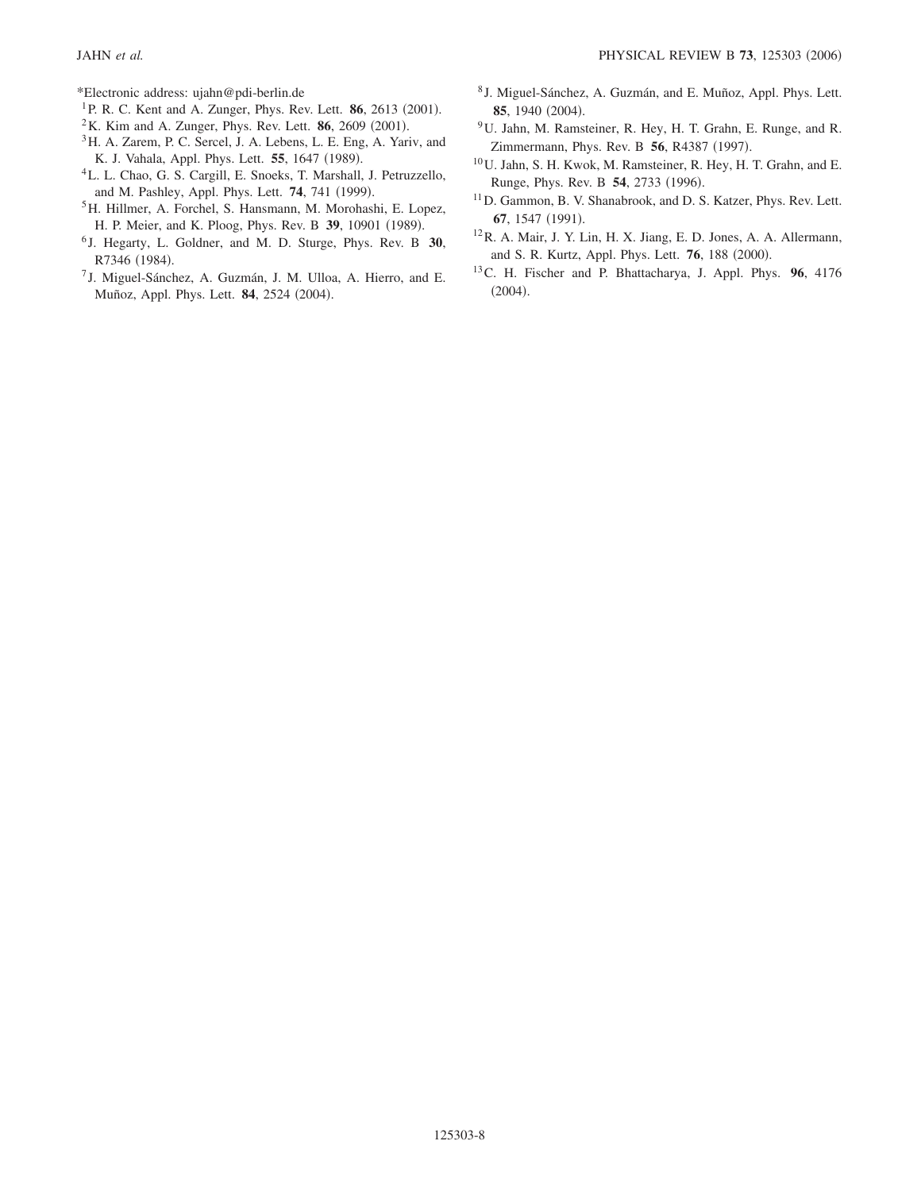*Electronic address: ujahn@pdi-berlin.de

[1] P. R. C. Kent and A. Zunger, Phys. Rev. Lett. **86**, 2613 (2001).

[2] K. Kim and A. Zunger, Phys. Rev. Lett. **86**, 2609 (2001).

[3] H. A. Zarem, P. C. Sercel, J. A. Lebens, L. E. Eng, A. Yariv, and K. J. Vahala, Appl. Phys. Lett. **55**, 1647 (1989).

[4] L. L. Chao, G. S. Cargill, E. Snoeks, T. Marshall, J. Petruzzello, and M. Pashley, Appl. Phys. Lett. **74**, 741 (1999).

[5] H. Hillmer, A. Forchel, S. Hansmann, M. Morohashi, E. Lopez, H. P. Meier, and K. Ploog, Phys. Rev. B **39**, 10901 (1989).

[6] J. Hegarty, L. Goldner, and M. D. Sturge, Phys. Rev. B **30**, R7346 (1984).

[7] J. Miguel-Sánchez, A. Guzmán, J. M. Ulloa, A. Hierro, and E. Muñoz, Appl. Phys. Lett. **84**, 2524 (2004).

[8] J. Miguel-Sánchez, A. Guzmán, and E. Muñoz, Appl. Phys. Lett. **85**, 1940 (2004).

[9] U. Jahn, M. Ramsteiner, R. Hey, H. T. Grahn, E. Runge, and R. Zimmermann, Phys. Rev. B **56**, R4387 (1997).

[10] U. Jahn, S. H. Kwok, M. Ramsteiner, R. Hey, H. T. Grahn, and E. Runge, Phys. Rev. B **54**, 2733 (1996).

[11] D. Gammon, B. V. Shanabrook, and D. S. Katzer, Phys. Rev. Lett. **67**, 1547 (1991).

[12] R. A. Mair, J. Y. Lin, H. X. Jiang, E. D. Jones, A. A. Allermann, and S. R. Kurtz, Appl. Phys. Lett. **76**, 188 (2000).

[13] C. H. Fischer and P. Bhattacharya, J. Appl. Phys. **96**, 4176 (2004).